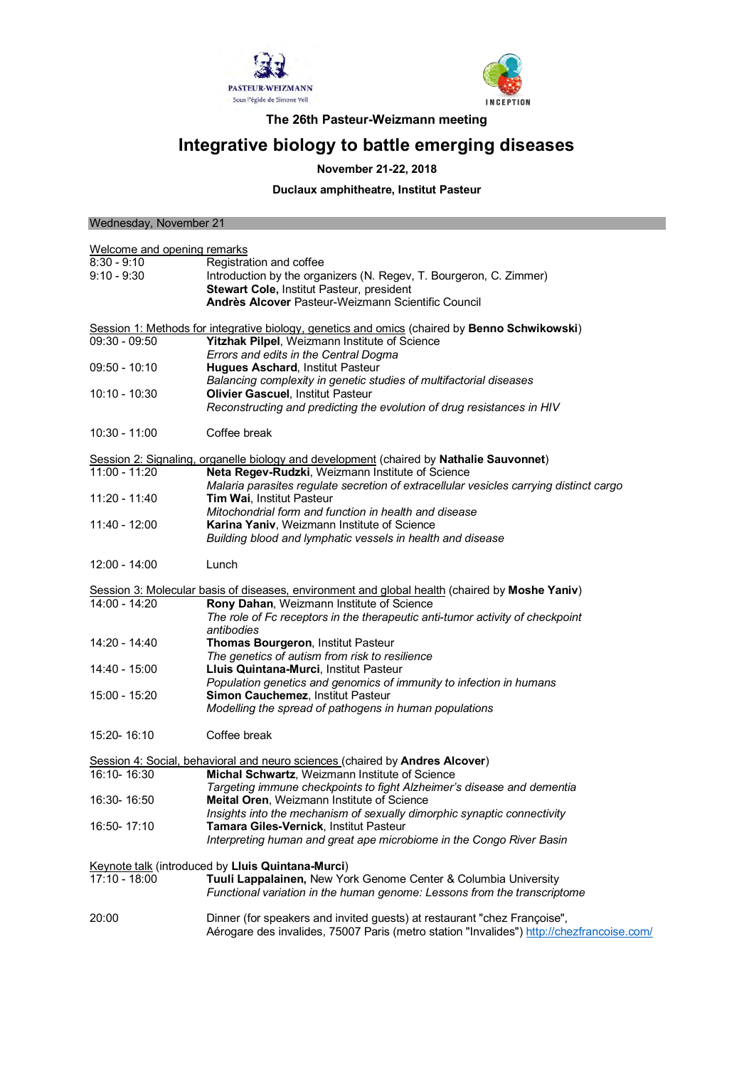PASTEUR-WEIZMANN
Sous l'égide de Simone Veil

INCEPTION

**The 26th Pasteur-Weizmann meeting**

# Integrative biology to battle emerging diseases

**November 21-22, 2018**

**Duclaux amphitheatre, Institut Pasteur**

## Wednesday, November 21

Welcome and opening remarks

| | |
|---|---|
| 8:30 - 9:10 | Registration and coffee |
| 9:10 - 9:30 | Introduction by the organizers (N. Regev, T. Bourgeron, C. Zimmer)<br>**Stewart Cole**, Institut Pasteur, president<br>**Andrès Alcover** Pasteur-Weizmann Scientific Council |

Session 1: Methods for integrative biology, genetics and omics (chaired by **Benno Schwikowski**)

| | |
|---|---|
| 09:30 - 09:50 | **Yitzhak Pilpel**, Weizmann Institute of Science<br>*Errors and edits in the Central Dogma* |
| 09:50 - 10:10 | **Hugues Aschard**, Institut Pasteur<br>*Balancing complexity in genetic studies of multifactorial diseases* |
| 10:10 - 10:30 | **Olivier Gascuel**, Institut Pasteur<br>*Reconstructing and predicting the evolution of drug resistances in HIV* |
| 10:30 - 11:00 | Coffee break |

Session 2: Signaling, organelle biology and development (chaired by **Nathalie Sauvonnet**)

| | |
|---|---|
| 11:00 - 11:20 | **Neta Regev-Rudzki**, Weizmann Institute of Science<br>*Malaria parasites regulate secretion of extracellular vesicles carrying distinct cargo* |
| 11:20 - 11:40 | **Tim Wai**, Institut Pasteur<br>*Mitochondrial form and function in health and disease* |
| 11:40 - 12:00 | **Karina Yaniv**, Weizmann Institute of Science<br>*Building blood and lymphatic vessels in health and disease* |
| 12:00 - 14:00 | Lunch |

Session 3: Molecular basis of diseases, environment and global health (chaired by **Moshe Yaniv**)

| | |
|---|---|
| 14:00 - 14:20 | **Rony Dahan**, Weizmann Institute of Science<br>*The role of Fc receptors in the therapeutic anti-tumor activity of checkpoint antibodies* |
| 14:20 - 14:40 | **Thomas Bourgeron**, Institut Pasteur<br>*The genetics of autism from risk to resilience* |
| 14:40 - 15:00 | **Lluis Quintana-Murci**, Institut Pasteur<br>*Population genetics and genomics of immunity to infection in humans* |
| 15:00 - 15:20 | **Simon Cauchemez**, Institut Pasteur<br>*Modelling the spread of pathogens in human populations* |
| 15:20- 16:10 | Coffee break |

Session 4: Social, behavioral and neuro sciences (chaired by **Andres Alcover**)

| | |
|---|---|
| 16:10- 16:30 | **Michal Schwartz**, Weizmann Institute of Science<br>*Targeting immune checkpoints to fight Alzheimer's disease and dementia* |
| 16:30- 16:50 | **Meital Oren**, Weizmann Institute of Science<br>*Insights into the mechanism of sexually dimorphic synaptic connectivity* |
| 16:50- 17:10 | **Tamara Giles-Vernick**, Institut Pasteur<br>*Interpreting human and great ape microbiome in the Congo River Basin* |

Keynote talk (introduced by **Lluis Quintana-Murci**)

| | |
|---|---|
| 17:10 - 18:00 | **Tuuli Lappalainen,** New York Genome Center & Columbia University<br>*Functional variation in the human genome: Lessons from the transcriptome* |
| 20:00 | Dinner (for speakers and invited guests) at restaurant "chez Françoise", Aérogare des invalides, 75007 Paris (metro station "Invalides") http://chezfrancoise.com/ |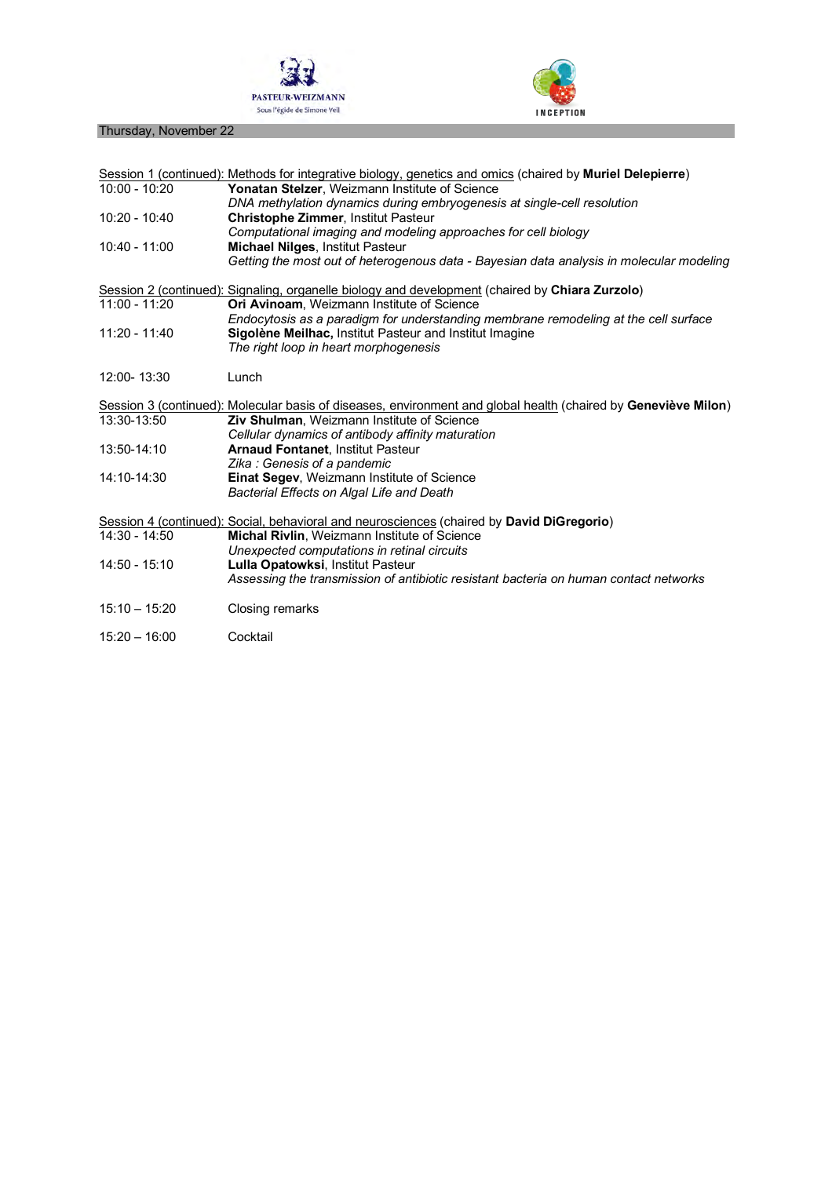PASTEUR-WEIZMANN

Sous l'égide de Simone Veil

INCEPTION

## Thursday, November 22

Session 1 (continued): Methods for integrative biology, genetics and omics (chaired by **Muriel Delepierre**)

| | |
|---|---|
| 10:00 - 10:20 | **Yonatan Stelzer**, Weizmann Institute of Science<br>*DNA methylation dynamics during embryogenesis at single-cell resolution* |
| 10:20 - 10:40 | **Christophe Zimmer**, Institut Pasteur<br>*Computational imaging and modeling approaches for cell biology* |
| 10:40 - 11:00 | **Michael Nilges**, Institut Pasteur<br>*Getting the most out of heterogenous data - Bayesian data analysis in molecular modeling* |

Session 2 (continued): Signaling, organelle biology and development (chaired by **Chiara Zurzolo**)

| | |
|---|---|
| 11:00 - 11:20 | **Ori Avinoam**, Weizmann Institute of Science<br>*Endocytosis as a paradigm for understanding membrane remodeling at the cell surface* |
| 11:20 - 11:40 | **Sigolène Meilhac,** Institut Pasteur and Institut Imagine<br>*The right loop in heart morphogenesis* |
| 12:00- 13:30 | Lunch |

Session 3 (continued): Molecular basis of diseases, environment and global health (chaired by **Geneviève Milon**)

| | |
|---|---|
| 13:30-13:50 | **Ziv Shulman**, Weizmann Institute of Science<br>*Cellular dynamics of antibody affinity maturation* |
| 13:50-14:10 | **Arnaud Fontanet**, Institut Pasteur<br>*Zika : Genesis of a pandemic* |
| 14:10-14:30 | **Einat Segev**, Weizmann Institute of Science<br>*Bacterial Effects on Algal Life and Death* |

Session 4 (continued): Social, behavioral and neurosciences (chaired by **David DiGregorio**)

| | |
|---|---|
| 14:30 - 14:50 | **Michal Rivlin**, Weizmann Institute of Science<br>*Unexpected computations in retinal circuits* |
| 14:50 - 15:10 | **Lulla Opatowksi**, Institut Pasteur<br>*Assessing the transmission of antibiotic resistant bacteria on human contact networks* |
| 15:10 – 15:20 | Closing remarks |
| 15:20 – 16:00 | Cocktail |